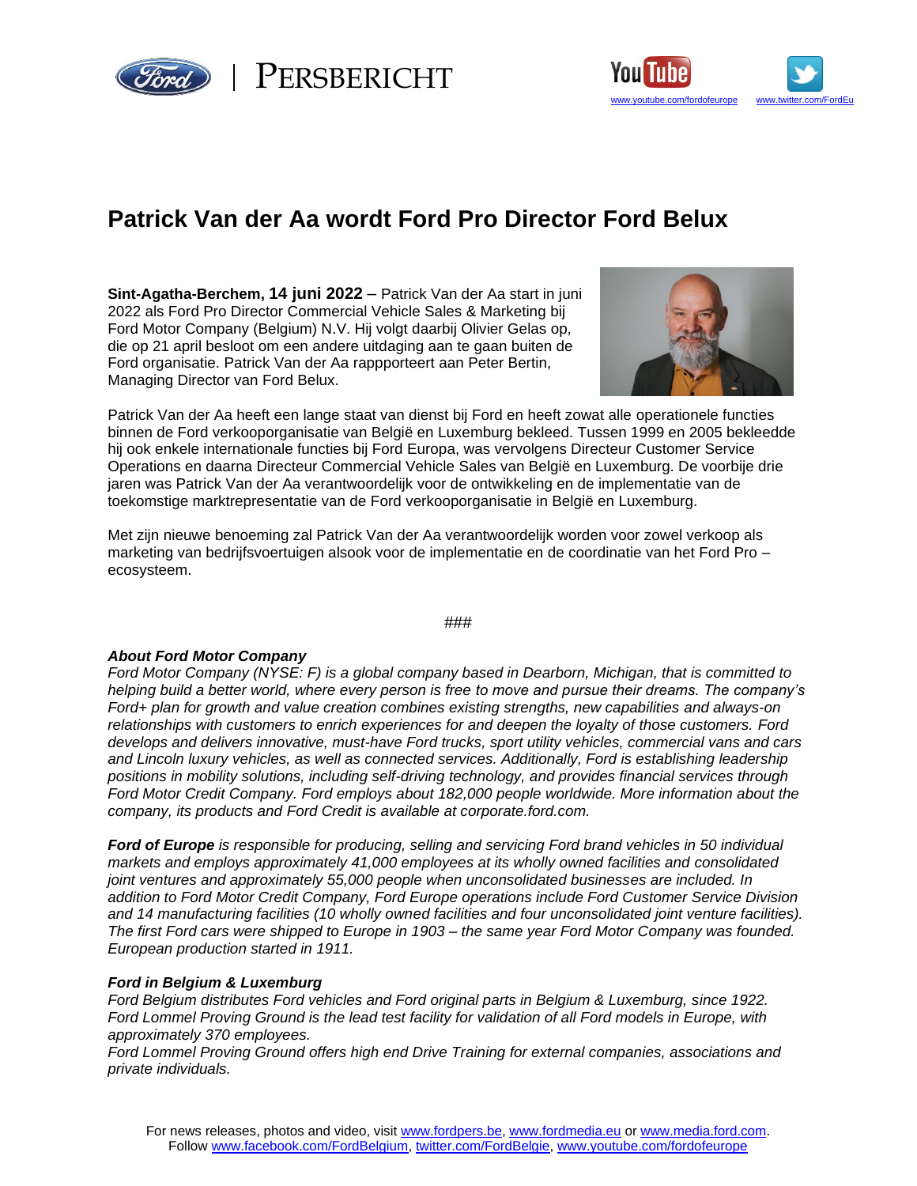PERSBERICHT

www.youtube.com/fordofeurope www.twitter.com/FordEu

# Patrick Van der Aa wordt Ford Pro Director Ford Belux

**Sint-Agatha-Berchem, 14 juni 2022** – Patrick Van der Aa start in juni 2022 als Ford Pro Director Commercial Vehicle Sales & Marketing bij Ford Motor Company (Belgium) N.V. Hij volgt daarbij Olivier Gelas op, die op 21 april besloot om een andere uitdaging aan te gaan buiten de Ford organisatie. Patrick Van der Aa rappporteert aan Peter Bertin, Managing Director van Ford Belux.

Patrick Van der Aa heeft een lange staat van dienst bij Ford en heeft zowat alle operationele functies binnen de Ford verkooporganisatie van België en Luxemburg bekleed. Tussen 1999 en 2005 bekleedde hij ook enkele internationale functies bij Ford Europa, was vervolgens Directeur Customer Service Operations en daarna Directeur Commercial Vehicle Sales van België en Luxemburg. De voorbije drie jaren was Patrick Van der Aa verantwoordelijk voor de ontwikkeling en de implementatie van de toekomstige marktrepresentatie van de Ford verkooporganisatie in België en Luxemburg.

Met zijn nieuwe benoeming zal Patrick Van der Aa verantwoordelijk worden voor zowel verkoop als marketing van bedrijfsvoertuigen alsook voor de implementatie en de coordinatie van het Ford Pro – ecosysteem.

###

***About Ford Motor Company***
*Ford Motor Company (NYSE: F) is a global company based in Dearborn, Michigan, that is committed to helping build a better world, where every person is free to move and pursue their dreams. The company's Ford+ plan for growth and value creation combines existing strengths, new capabilities and always-on relationships with customers to enrich experiences for and deepen the loyalty of those customers. Ford develops and delivers innovative, must-have Ford trucks, sport utility vehicles, commercial vans and cars and Lincoln luxury vehicles, as well as connected services. Additionally, Ford is establishing leadership positions in mobility solutions, including self-driving technology, and provides financial services through Ford Motor Credit Company. Ford employs about 182,000 people worldwide. More information about the company, its products and Ford Credit is available at corporate.ford.com.*

***Ford of Europe*** *is responsible for producing, selling and servicing Ford brand vehicles in 50 individual markets and employs approximately 41,000 employees at its wholly owned facilities and consolidated joint ventures and approximately 55,000 people when unconsolidated businesses are included. In addition to Ford Motor Credit Company, Ford Europe operations include Ford Customer Service Division and 14 manufacturing facilities (10 wholly owned facilities and four unconsolidated joint venture facilities). The first Ford cars were shipped to Europe in 1903 – the same year Ford Motor Company was founded. European production started in 1911.*

***Ford in Belgium & Luxemburg***
*Ford Belgium distributes Ford vehicles and Ford original parts in Belgium & Luxemburg, since 1922. Ford Lommel Proving Ground is the lead test facility for validation of all Ford models in Europe, with approximately 370 employees.*
*Ford Lommel Proving Ground offers high end Drive Training for external companies, associations and private individuals.*

For news releases, photos and video, visit www.fordpers.be, www.fordmedia.eu or www.media.ford.com.
Follow www.facebook.com/FordBelgium, twitter.com/FordBelgie, www.youtube.com/fordofeurope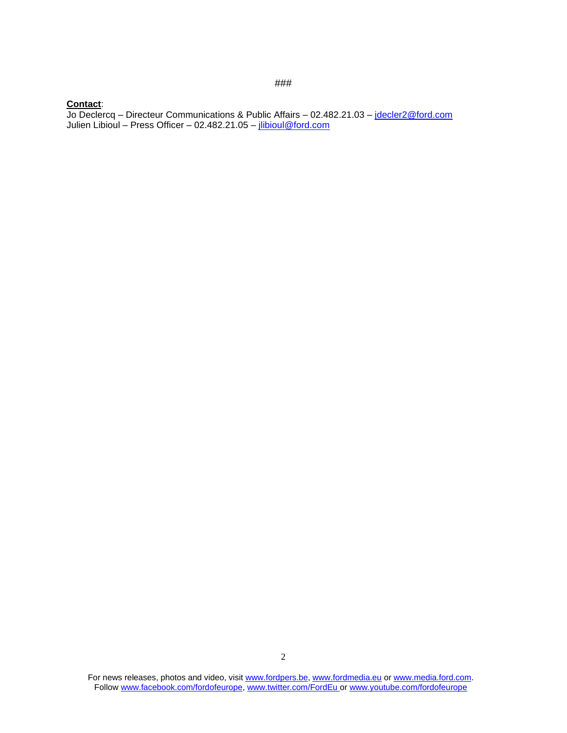###

**Contact**:
Jo Declercq – Directeur Communications & Public Affairs – 02.482.21.03 – jdecler2@ford.com
Julien Libioul – Press Officer – 02.482.21.05 – jlibioul@ford.com

For news releases, photos and video, visit www.fordpers.be, www.fordmedia.eu or www.media.ford.com.
Follow www.facebook.com/fordofeurope, www.twitter.com/FordEu or www.youtube.com/fordofeurope